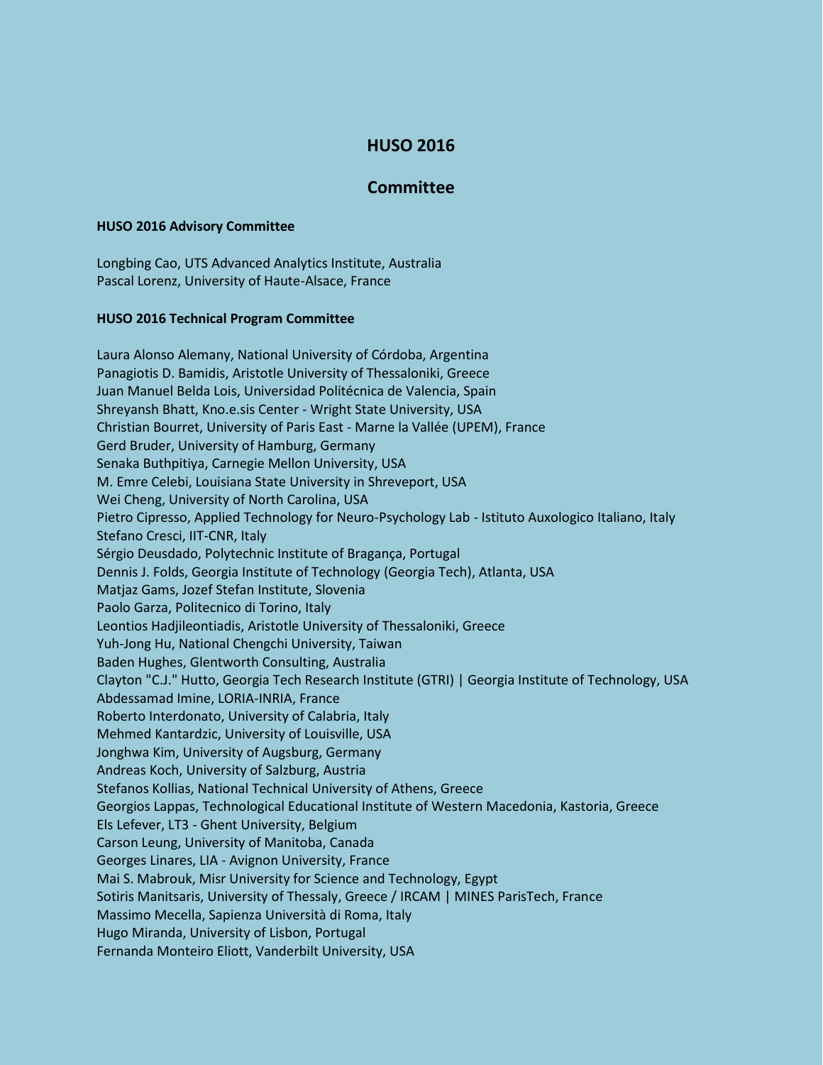# HUSO 2016

## Committee

### HUSO 2016 Advisory Committee

Longbing Cao, UTS Advanced Analytics Institute, Australia
Pascal Lorenz, University of Haute-Alsace, France

### HUSO 2016 Technical Program Committee

Laura Alonso Alemany, National University of Córdoba, Argentina
Panagiotis D. Bamidis, Aristotle University of Thessaloniki, Greece
Juan Manuel Belda Lois, Universidad Politécnica de Valencia, Spain
Shreyansh Bhatt, Kno.e.sis Center - Wright State University, USA
Christian Bourret, University of Paris East - Marne la Vallée (UPEM), France
Gerd Bruder, University of Hamburg, Germany
Senaka Buthpitiya, Carnegie Mellon University, USA
M. Emre Celebi, Louisiana State University in Shreveport, USA
Wei Cheng, University of North Carolina, USA
Pietro Cipresso, Applied Technology for Neuro-Psychology Lab - Istituto Auxologico Italiano, Italy
Stefano Cresci, IIT-CNR, Italy
Sérgio Deusdado, Polytechnic Institute of Bragança, Portugal
Dennis J. Folds, Georgia Institute of Technology (Georgia Tech), Atlanta, USA
Matjaz Gams, Jozef Stefan Institute, Slovenia
Paolo Garza, Politecnico di Torino, Italy
Leontios Hadjileontiadis, Aristotle University of Thessaloniki, Greece
Yuh-Jong Hu, National Chengchi University, Taiwan
Baden Hughes, Glentworth Consulting, Australia
Clayton "C.J." Hutto, Georgia Tech Research Institute (GTRI) | Georgia Institute of Technology, USA
Abdessamad Imine, LORIA-INRIA, France
Roberto Interdonato, University of Calabria, Italy
Mehmed Kantardzic, University of Louisville, USA
Jonghwa Kim, University of Augsburg, Germany
Andreas Koch, University of Salzburg, Austria
Stefanos Kollias, National Technical University of Athens, Greece
Georgios Lappas, Technological Educational Institute of Western Macedonia, Kastoria, Greece
Els Lefever, LT3 - Ghent University, Belgium
Carson Leung, University of Manitoba, Canada
Georges Linares, LIA - Avignon University, France
Mai S. Mabrouk, Misr University for Science and Technology, Egypt
Sotiris Manitsaris, University of Thessaly, Greece / IRCAM | MINES ParisTech, France
Massimo Mecella, Sapienza Università di Roma, Italy
Hugo Miranda, University of Lisbon, Portugal
Fernanda Monteiro Eliott, Vanderbilt University, USA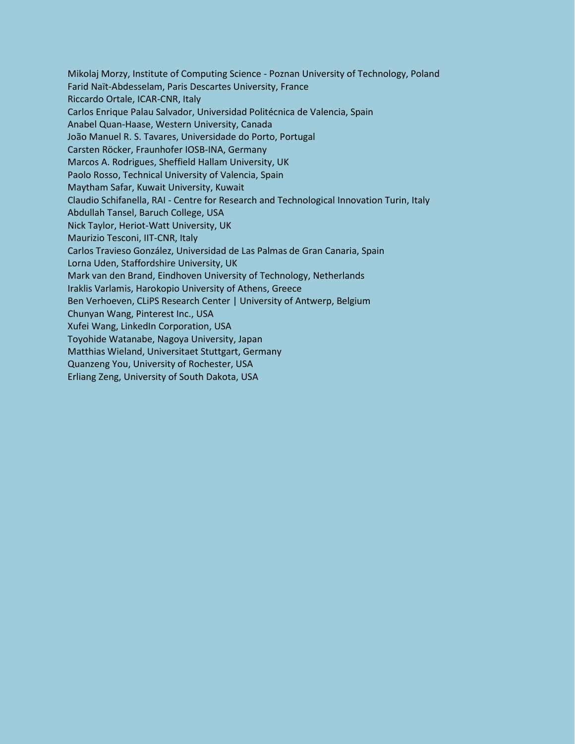Mikolaj Morzy, Institute of Computing Science - Poznan University of Technology, Poland
Farid Naït-Abdesselam, Paris Descartes University, France
Riccardo Ortale, ICAR-CNR, Italy
Carlos Enrique Palau Salvador, Universidad Politécnica de Valencia, Spain
Anabel Quan-Haase, Western University, Canada
João Manuel R. S. Tavares, Universidade do Porto, Portugal
Carsten Röcker, Fraunhofer IOSB-INA, Germany
Marcos A. Rodrigues, Sheffield Hallam University, UK
Paolo Rosso, Technical University of Valencia, Spain
Maytham Safar, Kuwait University, Kuwait
Claudio Schifanella, RAI - Centre for Research and Technological Innovation Turin, Italy
Abdullah Tansel, Baruch College, USA
Nick Taylor, Heriot-Watt University, UK
Maurizio Tesconi, IIT-CNR, Italy
Carlos Travieso González, Universidad de Las Palmas de Gran Canaria, Spain
Lorna Uden, Staffordshire University, UK
Mark van den Brand, Eindhoven University of Technology, Netherlands
Iraklis Varlamis, Harokopio University of Athens, Greece
Ben Verhoeven, CLiPS Research Center | University of Antwerp, Belgium
Chunyan Wang, Pinterest Inc., USA
Xufei Wang, LinkedIn Corporation, USA
Toyohide Watanabe, Nagoya University, Japan
Matthias Wieland, Universitaet Stuttgart, Germany
Quanzeng You, University of Rochester, USA
Erliang Zeng, University of South Dakota, USA